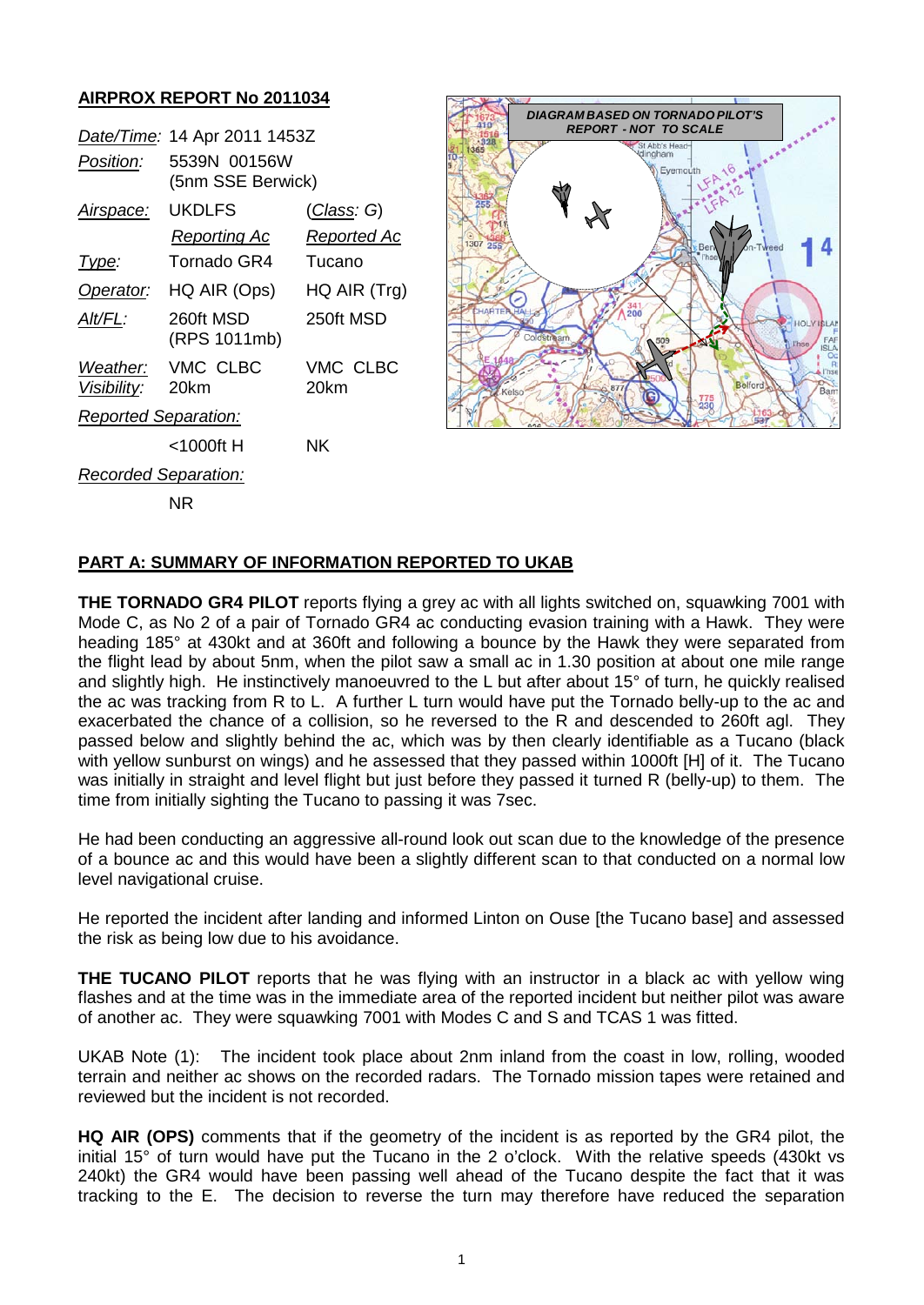## AIRPROX REPORT No 2011034

| | | |
|---|---|---|
| *Date/Time:* | 14 Apr 2011 1453Z | |
| *Position:* | 5539N 00156W (5nm SSE Berwick) | |
| *Airspace:* | UKDLFS | (*Class: G*) |
| | *Reporting Ac* | *Reported Ac* |
| *Type:* | Tornado GR4 | Tucano |
| *Operator:* | HQ AIR (Ops) | HQ AIR (Trg) |
| *Alt/FL:* | 260ft MSD (RPS 1011mb) | 250ft MSD |
| *Weather:* | VMC CLBC | VMC CLBC |
| *Visibility:* | 20km | 20km |
| *Reported Separation:* | | |
| | <1000ft H | NK |
| *Recorded Separation:* | | |
| | NR | |

DIAGRAM BASED ON TORNADO PILOT'S REPORT - NOT TO SCALE

## PART A: SUMMARY OF INFORMATION REPORTED TO UKAB

**THE TORNADO GR4 PILOT** reports flying a grey ac with all lights switched on, squawking 7001 with Mode C, as No 2 of a pair of Tornado GR4 ac conducting evasion training with a Hawk. They were heading 185° at 430kt and at 360ft and following a bounce by the Hawk they were separated from the flight lead by about 5nm, when the pilot saw a small ac in 1.30 position at about one mile range and slightly high. He instinctively manoeuvred to the L but after about 15° of turn, he quickly realised the ac was tracking from R to L. A further L turn would have put the Tornado belly-up to the ac and exacerbated the chance of a collision, so he reversed to the R and descended to 260ft agl. They passed below and slightly behind the ac, which was by then clearly identifiable as a Tucano (black with yellow sunburst on wings) and he assessed that they passed within 1000ft [H] of it. The Tucano was initially in straight and level flight but just before they passed it turned R (belly-up) to them. The time from initially sighting the Tucano to passing it was 7sec.

He had been conducting an aggressive all-round look out scan due to the knowledge of the presence of a bounce ac and this would have been a slightly different scan to that conducted on a normal low level navigational cruise.

He reported the incident after landing and informed Linton on Ouse [the Tucano base] and assessed the risk as being low due to his avoidance.

**THE TUCANO PILOT** reports that he was flying with an instructor in a black ac with yellow wing flashes and at the time was in the immediate area of the reported incident but neither pilot was aware of another ac. They were squawking 7001 with Modes C and S and TCAS 1 was fitted.

UKAB Note (1): The incident took place about 2nm inland from the coast in low, rolling, wooded terrain and neither ac shows on the recorded radars. The Tornado mission tapes were retained and reviewed but the incident is not recorded.

**HQ AIR (OPS)** comments that if the geometry of the incident is as reported by the GR4 pilot, the initial 15° of turn would have put the Tucano in the 2 o'clock. With the relative speeds (430kt vs 240kt) the GR4 would have been passing well ahead of the Tucano despite the fact that it was tracking to the E. The decision to reverse the turn may therefore have reduced the separation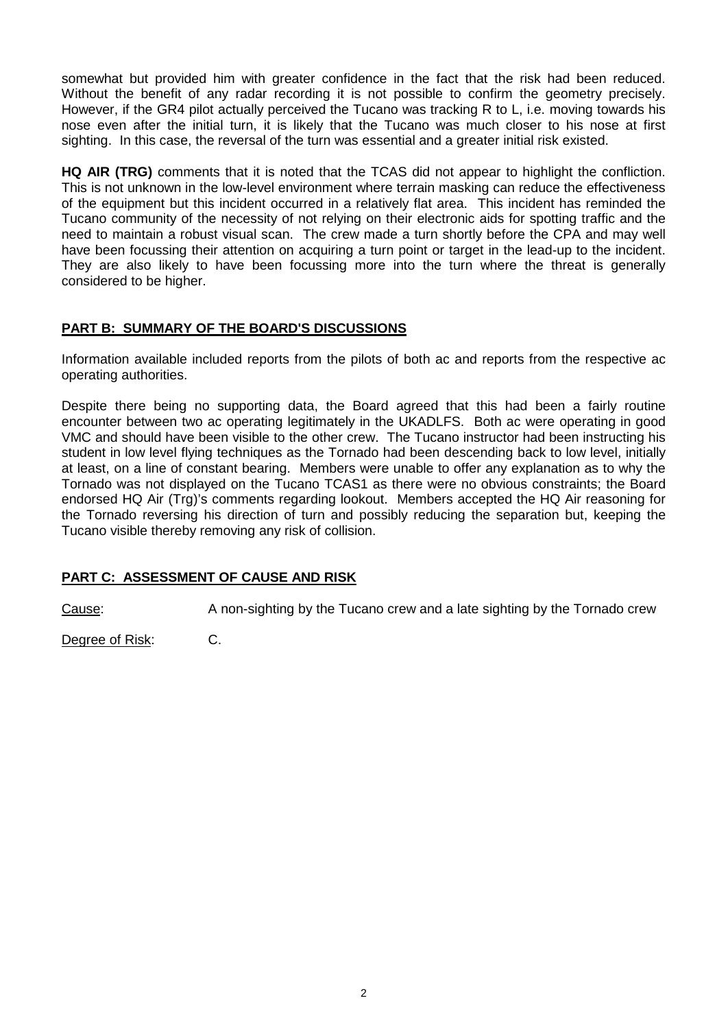somewhat but provided him with greater confidence in the fact that the risk had been reduced. Without the benefit of any radar recording it is not possible to confirm the geometry precisely. However, if the GR4 pilot actually perceived the Tucano was tracking R to L, i.e. moving towards his nose even after the initial turn, it is likely that the Tucano was much closer to his nose at first sighting. In this case, the reversal of the turn was essential and a greater initial risk existed.

**HQ AIR (TRG)** comments that it is noted that the TCAS did not appear to highlight the confliction. This is not unknown in the low-level environment where terrain masking can reduce the effectiveness of the equipment but this incident occurred in a relatively flat area. This incident has reminded the Tucano community of the necessity of not relying on their electronic aids for spotting traffic and the need to maintain a robust visual scan. The crew made a turn shortly before the CPA and may well have been focussing their attention on acquiring a turn point or target in the lead-up to the incident. They are also likely to have been focussing more into the turn where the threat is generally considered to be higher.

## PART B: SUMMARY OF THE BOARD'S DISCUSSIONS

Information available included reports from the pilots of both ac and reports from the respective ac operating authorities.

Despite there being no supporting data, the Board agreed that this had been a fairly routine encounter between two ac operating legitimately in the UKADLFS. Both ac were operating in good VMC and should have been visible to the other crew. The Tucano instructor had been instructing his student in low level flying techniques as the Tornado had been descending back to low level, initially at least, on a line of constant bearing. Members were unable to offer any explanation as to why the Tornado was not displayed on the Tucano TCAS1 as there were no obvious constraints; the Board endorsed HQ Air (Trg)'s comments regarding lookout. Members accepted the HQ Air reasoning for the Tornado reversing his direction of turn and possibly reducing the separation but, keeping the Tucano visible thereby removing any risk of collision.

## PART C: ASSESSMENT OF CAUSE AND RISK

Cause: A non-sighting by the Tucano crew and a late sighting by the Tornado crew

Degree of Risk: C.